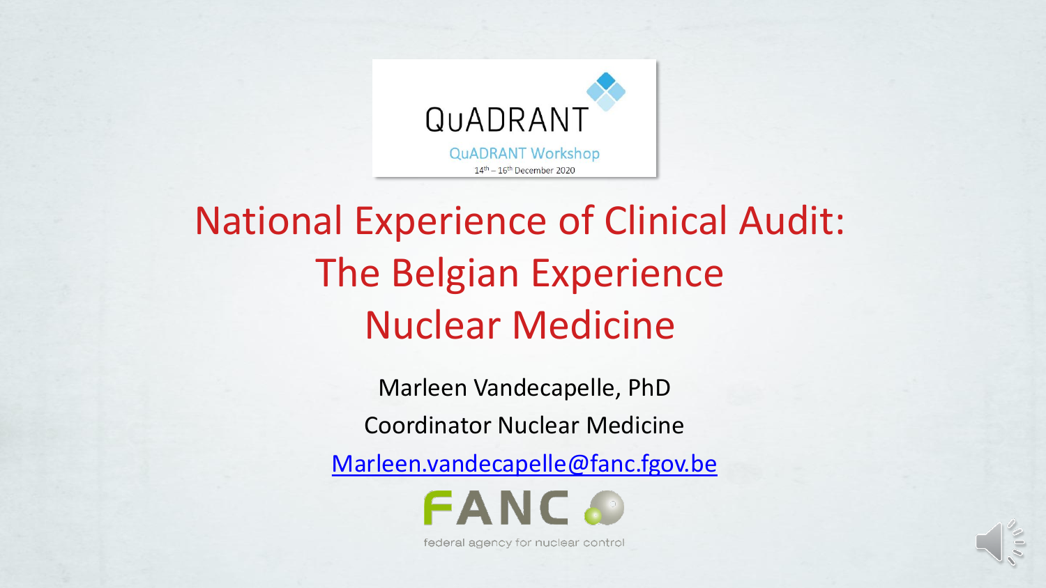QuADRANT

QuADRANT Workshop

14th – 16th December 2020

# National Experience of Clinical Audit: The Belgian Experience Nuclear Medicine

Marleen Vandecapelle, PhD

Coordinator Nuclear Medicine

Marleen.vandecapelle@fanc.fgov.be

FANC

federal agency for nuclear control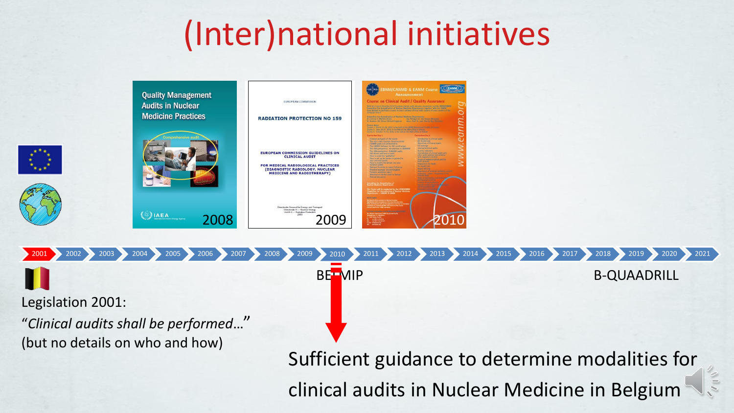# (Inter)national initiatives

Quality Management Audits in Nuclear Medicine Practices

IAEA 2008

EUROPEAN COMMISSION

RADIATION PROTECTION NO 159

EUROPEAN COMMISSION GUIDELINES ON CLINICAL AUDIT

FOR MEDICAL RADIOLOGICAL PRACTICES (DIAGNOSTIC RADIOLOGY, NUCLEAR MEDICINE AND RADIOTHERAPY)

2009

EBNM/CANMD & EANM Course Announcement

Course on Clinical Audit / Quality Assurance

www.eanm.org

2010

2001 – 2002 – 2003 – 2004 – 2005 – 2006 – 2007 – 2008 – 2009 – 2010 – 2011 – 2012 – 2013 – 2014 – 2015 – 2016 – 2017 – 2018 – 2019 – 2020 – 2021

BELMIP

B-QUAADRILL

Legislation 2001:

"*Clinical audits shall be performed…*"

(but no details on who and how)

Sufficient guidance to determine modalities for clinical audits in Nuclear Medicine in Belgium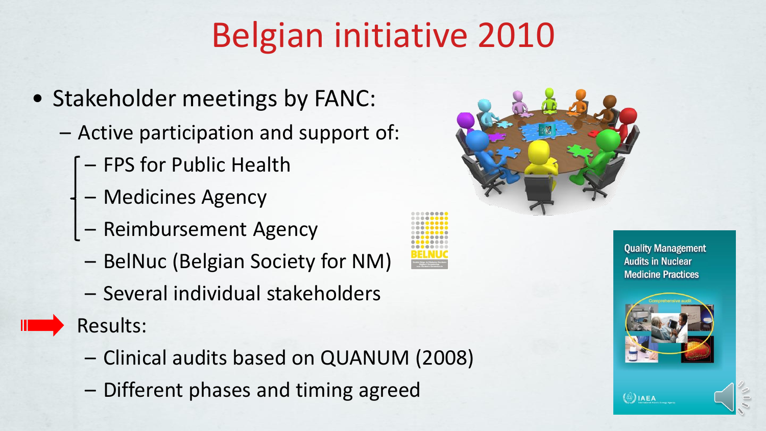# Belgian initiative 2010

- Stakeholder meetings by FANC:
  - Active participation and support of:
    - FPS for Public Health
    - Medicines Agency
    - Reimbursement Agency
    - BelNuc (Belgian Society for NM)
    - Several individual stakeholders
- Results:
  - Clinical audits based on QUANUM (2008)
  - Different phases and timing agreed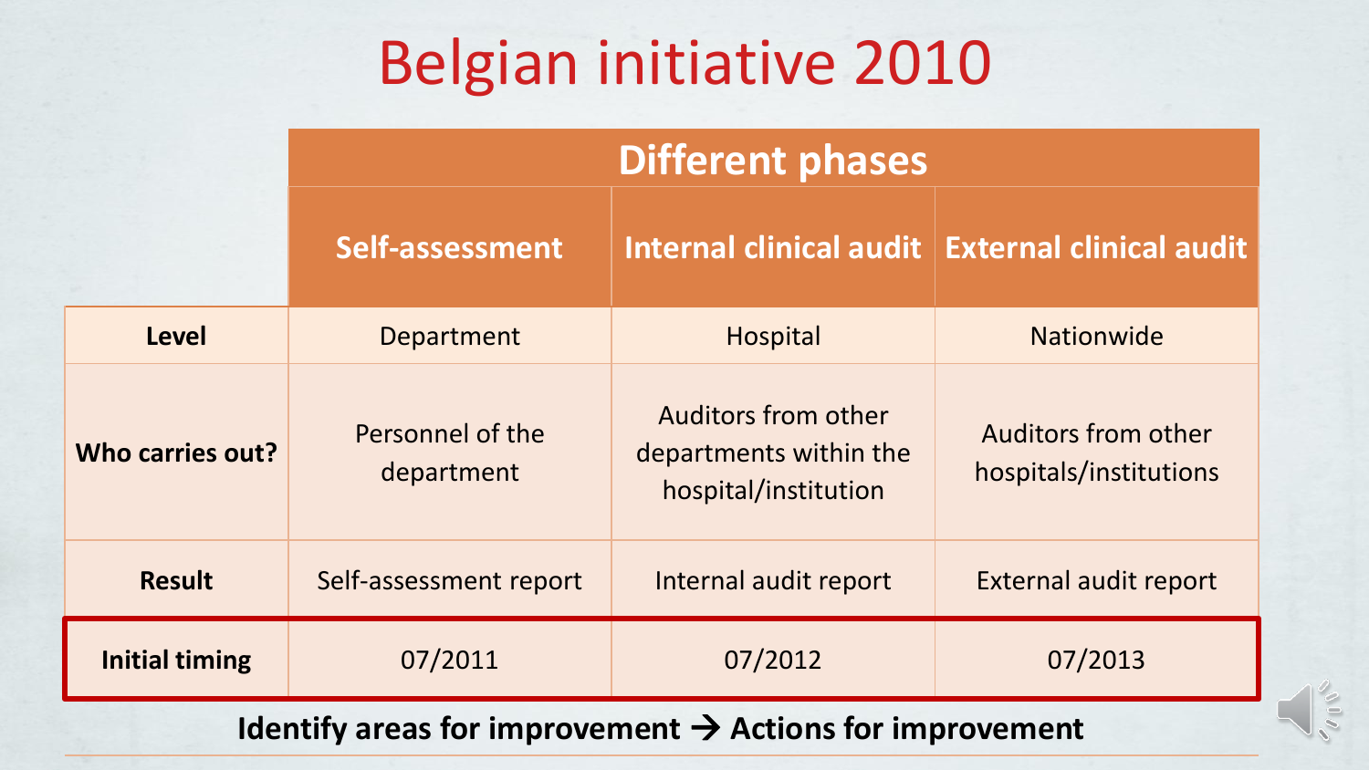# Belgian initiative 2010

| | Different phases | | |
|---|---|---|---|
| | **Self-assessment** | **Internal clinical audit** | **External clinical audit** |
| **Level** | Department | Hospital | Nationwide |
| **Who carries out?** | Personnel of the department | Auditors from other departments within the hospital/institution | Auditors from other hospitals/institutions |
| **Result** | Self-assessment report | Internal audit report | External audit report |
| **Initial timing** | 07/2011 | 07/2012 | 07/2013 |

**Identify areas for improvement → Actions for improvement**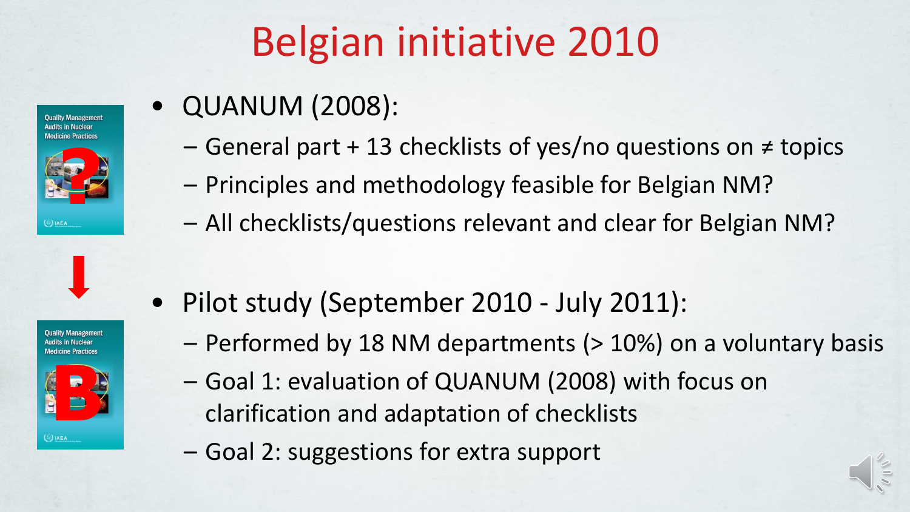# Belgian initiative 2010

- QUANUM (2008):
  - General part + 13 checklists of yes/no questions on ≠ topics
  - Principles and methodology feasible for Belgian NM?
  - All checklists/questions relevant and clear for Belgian NM?

- Pilot study (September 2010 - July 2011):
  - Performed by 18 NM departments (> 10%) on a voluntary basis
  - Goal 1: evaluation of QUANUM (2008) with focus on clarification and adaptation of checklists
  - Goal 2: suggestions for extra support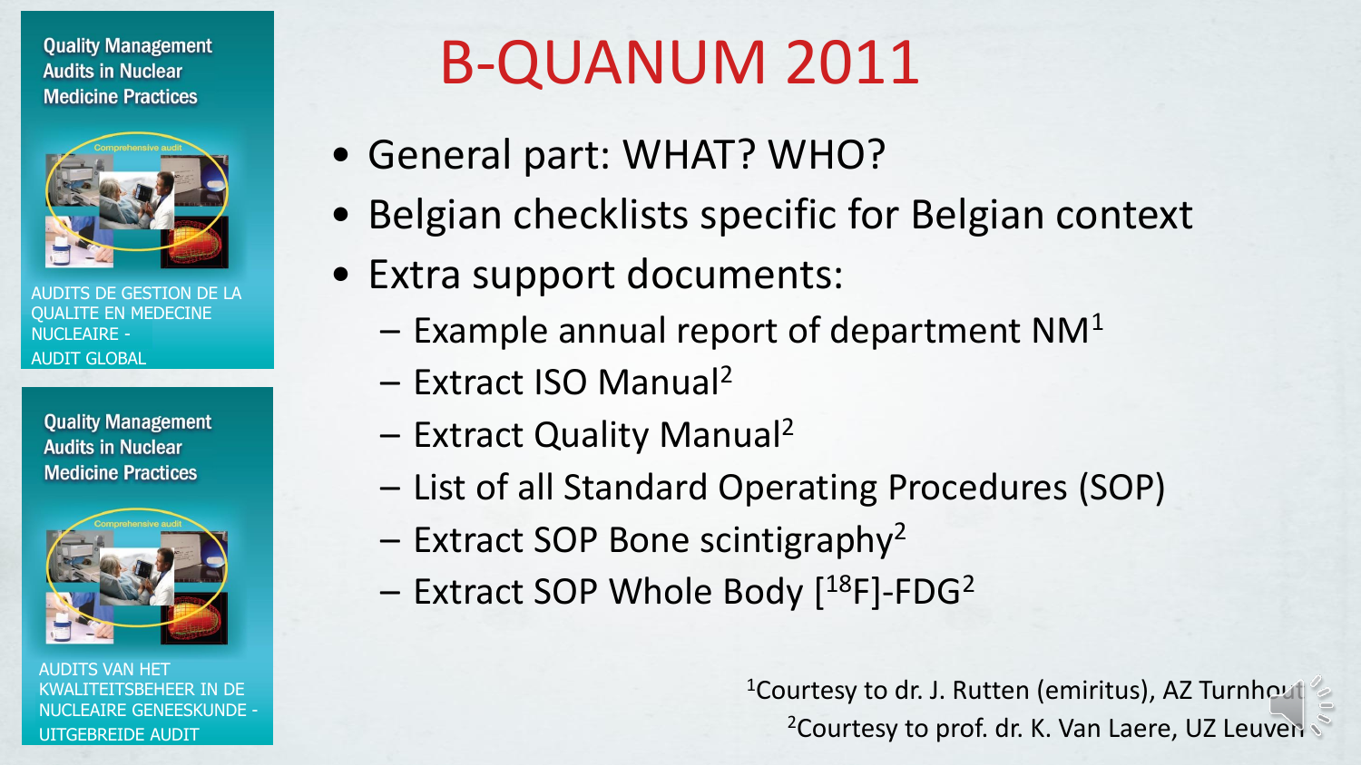# B-QUANUM 2011

Quality Management Audits in Nuclear Medicine Practices

AUDITS DE GESTION DE LA QUALITE EN MEDECINE NUCLEAIRE - AUDIT GLOBAL

Quality Management Audits in Nuclear Medicine Practices

AUDITS VAN HET KWALITEITSBEHEER IN DE NUCLEAIRE GENEESKUNDE - UITGEBREIDE AUDIT

- General part: WHAT? WHO?
- Belgian checklists specific for Belgian context
- Extra support documents:
  - Example annual report of department NM[1]
  - Extract ISO Manual[2]
  - Extract Quality Manual[2]
  - List of all Standard Operating Procedures (SOP)
  - Extract SOP Bone scintigraphy[2]
  - Extract SOP Whole Body [$^{18}$F]-FDG[2]

[1]Courtesy to dr. J. Rutten (emiritus), AZ Turnhout

[2]Courtesy to prof. dr. K. Van Laere, UZ Leuven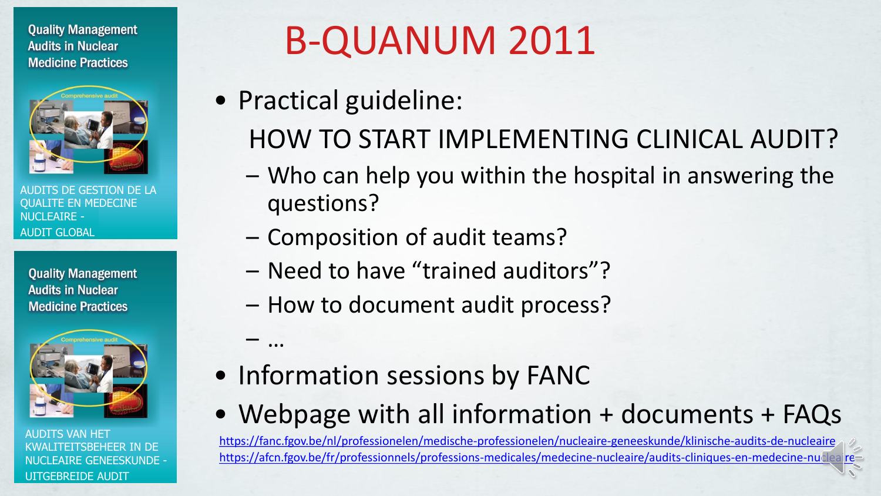Quality Management Audits in Nuclear Medicine Practices

AUDITS DE GESTION DE LA QUALITE EN MEDECINE NUCLEAIRE - AUDIT GLOBAL

Quality Management Audits in Nuclear Medicine Practices

AUDITS VAN HET KWALITEITSBEHEER IN DE NUCLEAIRE GENEESKUNDE - UITGEBREIDE AUDIT

# B-QUANUM 2011

- Practical guideline:

  HOW TO START IMPLEMENTING CLINICAL AUDIT?

  - Who can help you within the hospital in answering the questions?
  - Composition of audit teams?
  - Need to have "trained auditors"?
  - How to document audit process?
  - …
- Information sessions by FANC
- Webpage with all information + documents + FAQs

https://fanc.fgov.be/nl/professionelen/medische-professionelen/nucleaire-geneeskunde/klinische-audits-de-nucleaire

https://afcn.fgov.be/fr/professionnels/professions-medicales/medecine-nucleaire/audits-cliniques-en-medecine-nucleaire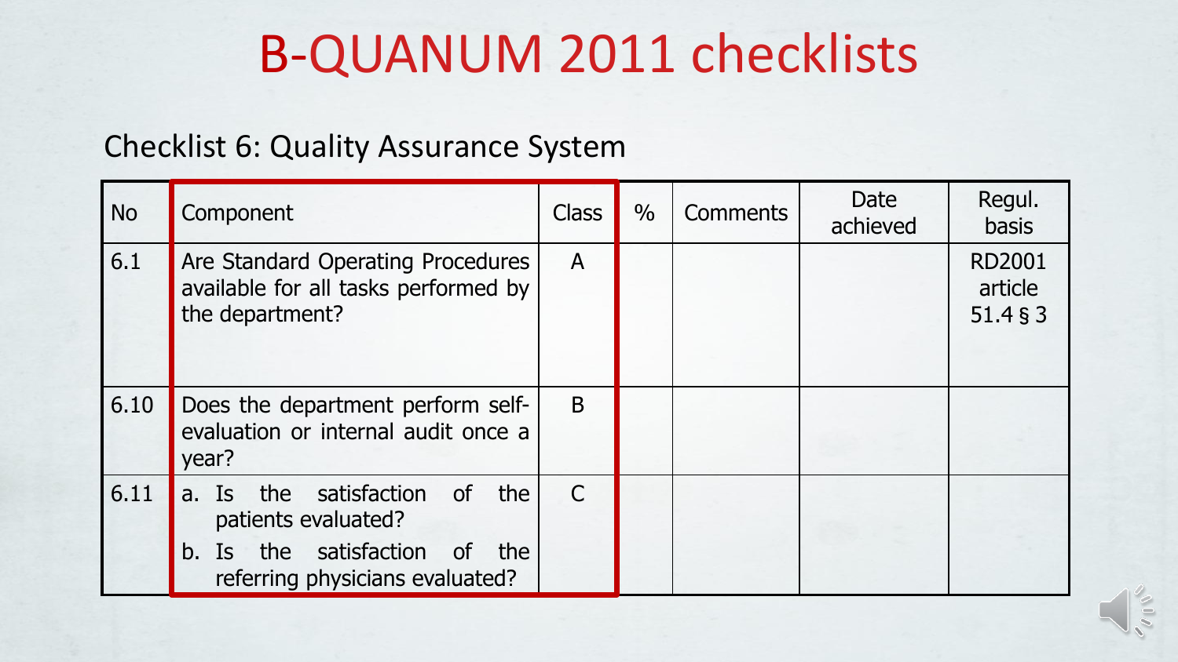# B-QUANUM 2011 checklists

## Checklist 6: Quality Assurance System

| No | Component | Class | % | Comments | Date achieved | Regul. basis |
|---|---|---|---|---|---|---|
| 6.1 | Are Standard Operating Procedures available for all tasks performed by the department? | A | | | | RD2001 article 51.4 § 3 |
| 6.10 | Does the department perform self-evaluation or internal audit once a year? | B | | | | |
| 6.11 | a. Is the satisfaction of the patients evaluated?<br>b. Is the satisfaction of the referring physicians evaluated? | C | | | | |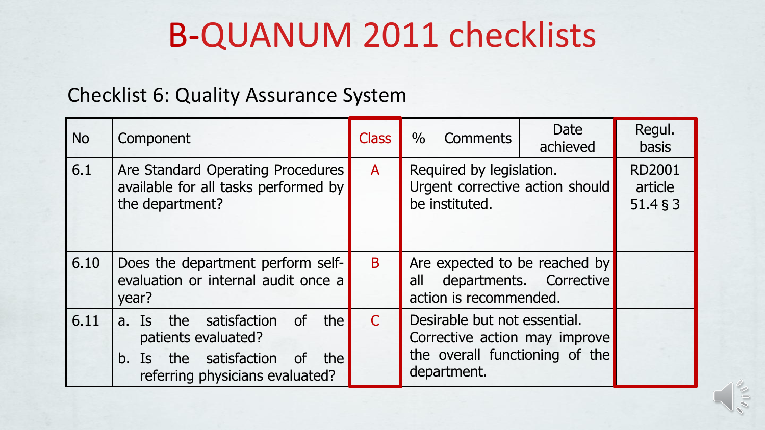# B-QUANUM 2011 checklists

## Checklist 6: Quality Assurance System

| No | Component | Class | % | Comments | Date achieved | Regul. basis |
|---|---|---|---|---|---|---|
| 6.1 | Are Standard Operating Procedures available for all tasks performed by the department? | A | Required by legislation. Urgent corrective action should be instituted. | | | RD2001 article 51.4 § 3 |
| 6.10 | Does the department perform self-evaluation or internal audit once a year? | B | Are expected to be reached by all departments. Corrective action is recommended. | | | |
| 6.11 | a. Is the satisfaction of the patients evaluated?<br>b. Is the satisfaction of the referring physicians evaluated? | C | Desirable but not essential. Corrective action may improve the overall functioning of the department. | | | |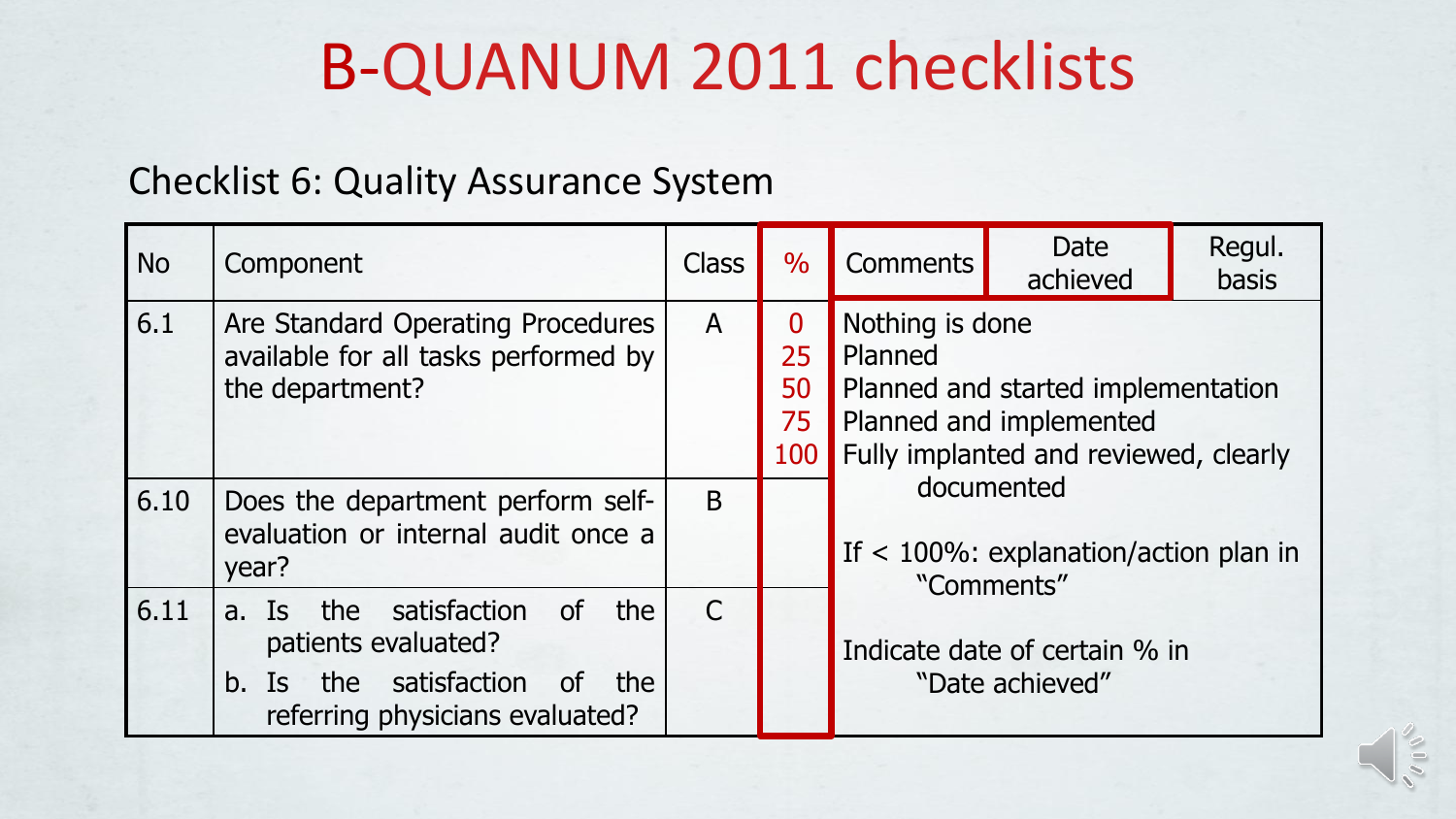# B-QUANUM 2011 checklists

## Checklist 6: Quality Assurance System

| No | Component | Class | % | Comments | Date achieved | Regul. basis |
|---|---|---|---|---|---|---|
| 6.1 | Are Standard Operating Procedures available for all tasks performed by the department? | A | 0<br>25<br>50<br>75<br>100 | Nothing is done<br>Planned<br>Planned and started implementation<br>Planned and implemented<br>Fully implanted and reviewed, clearly documented | | |
| 6.10 | Does the department perform self-evaluation or internal audit once a year? | B | | If < 100%: explanation/action plan in "Comments" | | |
| 6.11 | a. Is the satisfaction of the patients evaluated?<br>b. Is the satisfaction of the referring physicians evaluated? | C | | Indicate date of certain % in "Date achieved" | | |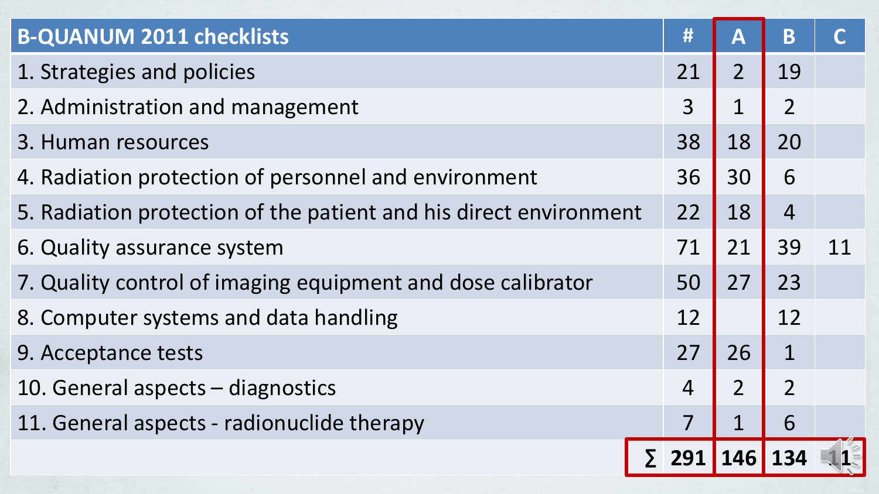| B-QUANUM 2011 checklists | # | A | B | C |
|---|---|---|---|---|
| 1. Strategies and policies | 21 | 2 | 19 | |
| 2. Administration and management | 3 | 1 | 2 | |
| 3. Human resources | 38 | 18 | 20 | |
| 4. Radiation protection of personnel and environment | 36 | 30 | 6 | |
| 5. Radiation protection of the patient and his direct environment | 22 | 18 | 4 | |
| 6. Quality assurance system | 71 | 21 | 39 | 11 |
| 7. Quality control of imaging equipment and dose calibrator | 50 | 27 | 23 | |
| 8. Computer systems and data handling | 12 | | 12 | |
| 9. Acceptance tests | 27 | 26 | 1 | |
| 10. General aspects – diagnostics | 4 | 2 | 2 | |
| 11. General aspects - radionuclide therapy | 7 | 1 | 6 | |
| | **∑ 291** | **146** | **134** | **11** |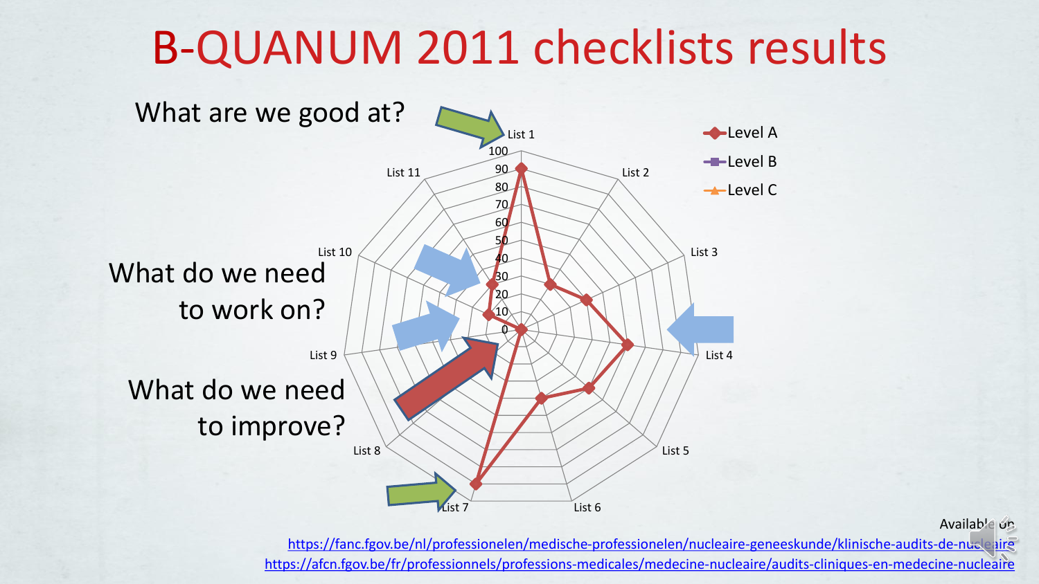# B-QUANUM 2011 checklists results

What are we good at?

What do we need to work on?

What do we need to improve?

Level A

Level B

Level C

List 1, List 2, List 3, List 4, List 5, List 6, List 7, List 8, List 9, List 10, List 11

Available on

https://fanc.fgov.be/nl/professionelen/medische-professionelen/nucleaire-geneeskunde/klinische-audits-de-nucleaire

https://afcn.fgov.be/fr/professionnels/professions-medicales/medecine-nucleaire/audits-cliniques-en-medecine-nucleaire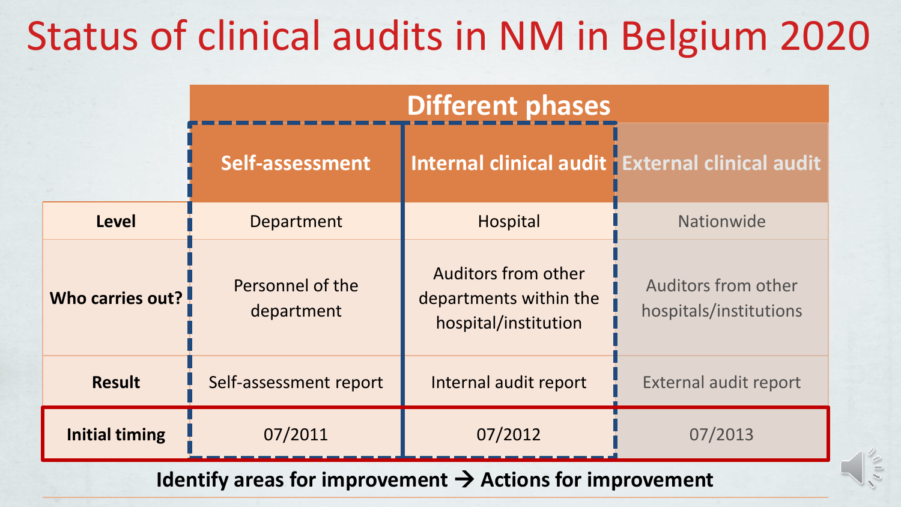# Status of clinical audits in NM in Belgium 2020

| | Different phases | | |
|---|---|---|---|
| | **Self-assessment** | **Internal clinical audit** | **External clinical audit** |
| **Level** | Department | Hospital | Nationwide |
| **Who carries out?** | Personnel of the department | Auditors from other departments within the hospital/institution | Auditors from other hospitals/institutions |
| **Result** | Self-assessment report | Internal audit report | External audit report |
| **Initial timing** | 07/2011 | 07/2012 | 07/2013 |

**Identify areas for improvement → Actions for improvement**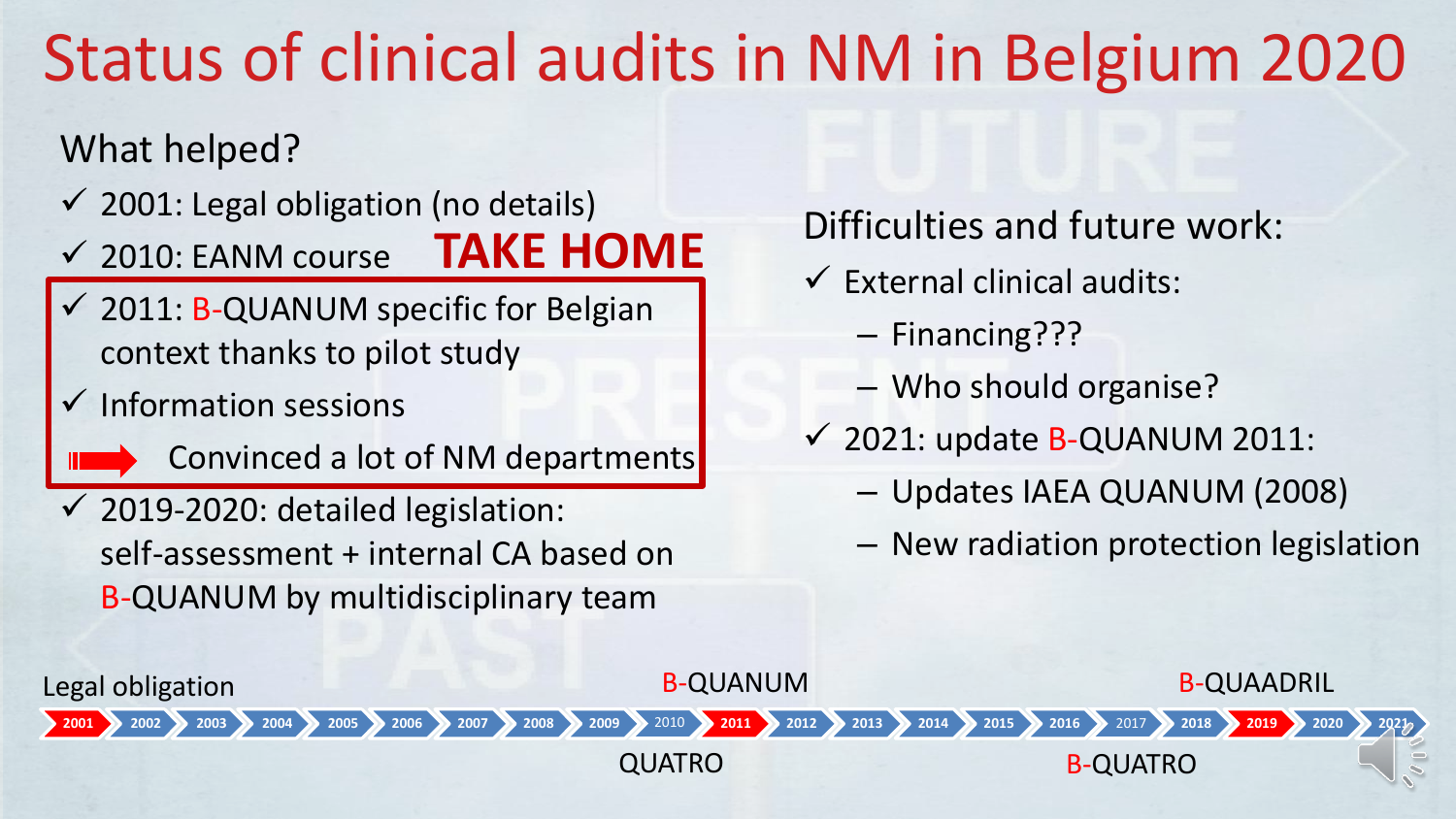# Status of clinical audits in NM in Belgium 2020

## What helped?

- ✓ 2001: Legal obligation (no details)
- ✓ 2010: EANM course

**TAKE HOME**

- ✓ 2011: B-QUANUM specific for Belgian context thanks to pilot study
- ✓ Information sessions

➡ Convinced a lot of NM departments

- ✓ 2019-2020: detailed legislation: self-assessment + internal CA based on B-QUANUM by multidisciplinary team

## Difficulties and future work:

- ✓ External clinical audits:
  - Financing???
  - Who should organise?
- ✓ 2021: update B-QUANUM 2011:
  - Updates IAEA QUANUM (2008)
  - New radiation protection legislation

Legal obligation

B-QUANUM

B-QUAADRIL

2001 2002 2003 2004 2005 2006 2007 2008 2009 2010 2011 2012 2013 2014 2015 2016 2017 2018 2019 2020 2021

QUATRO

B-QUATRO